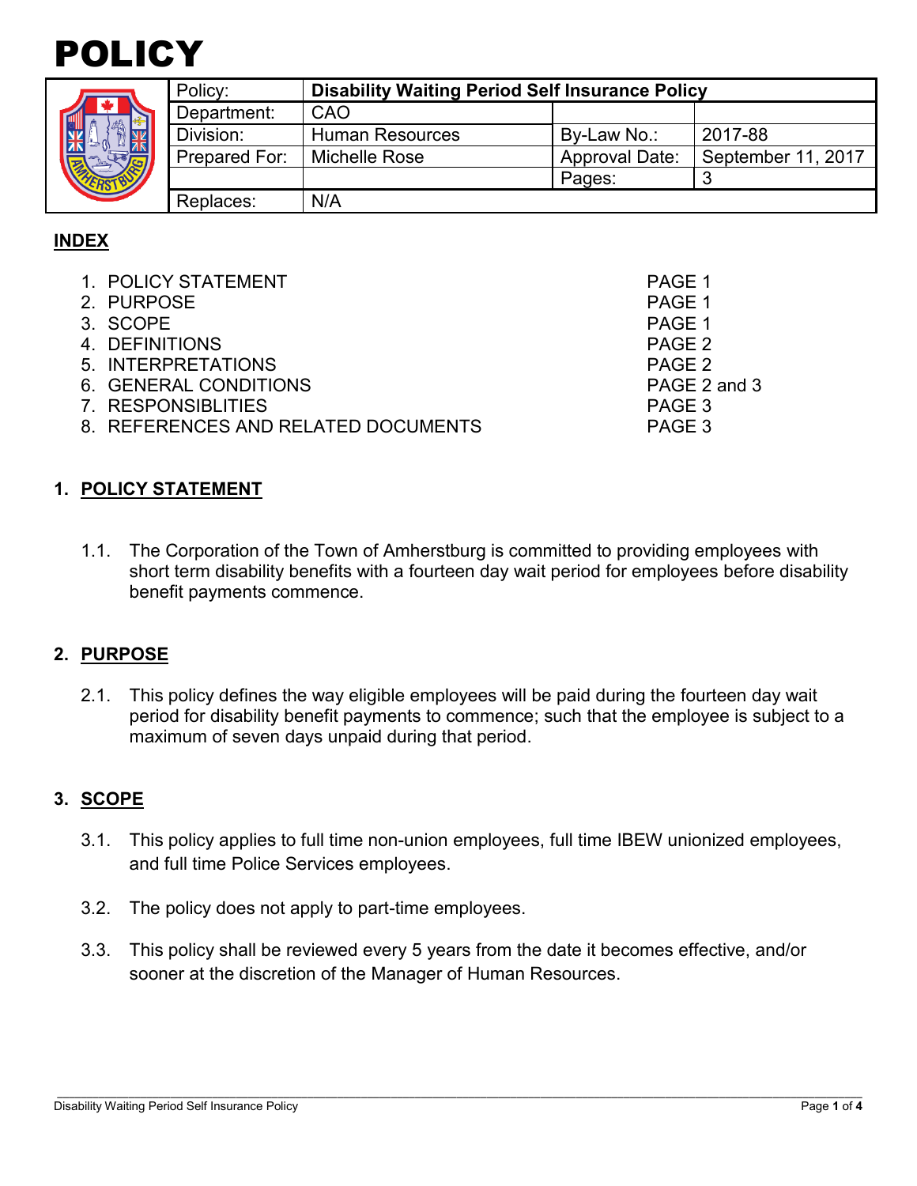# POLICY

| Policy: | **Disability Waiting Period Self Insurance Policy** | | |
|---|---|---|---|
| Department: | CAO | | |
| Division: | Human Resources | By-Law No.: | 2017-88 |
| Prepared For: | Michelle Rose | Approval Date: | September 11, 2017 |
| | | Pages: | 3 |
| Replaces: | N/A | | |

## INDEX

1. POLICY STATEMENT — PAGE 1
2. PURPOSE — PAGE 1
3. SCOPE — PAGE 1
4. DEFINITIONS — PAGE 2
5. INTERPRETATIONS — PAGE 2
6. GENERAL CONDITIONS — PAGE 2 and 3
7. RESPONSIBLITIES — PAGE 3
8. REFERENCES AND RELATED DOCUMENTS — PAGE 3

## 1. POLICY STATEMENT

1.1. The Corporation of the Town of Amherstburg is committed to providing employees with short term disability benefits with a fourteen day wait period for employees before disability benefit payments commence.

## 2. PURPOSE

2.1. This policy defines the way eligible employees will be paid during the fourteen day wait period for disability benefit payments to commence; such that the employee is subject to a maximum of seven days unpaid during that period.

## 3. SCOPE

3.1. This policy applies to full time non-union employees, full time IBEW unionized employees, and full time Police Services employees.

3.2. The policy does not apply to part-time employees.

3.3. This policy shall be reviewed every 5 years from the date it becomes effective, and/or sooner at the discretion of the Manager of Human Resources.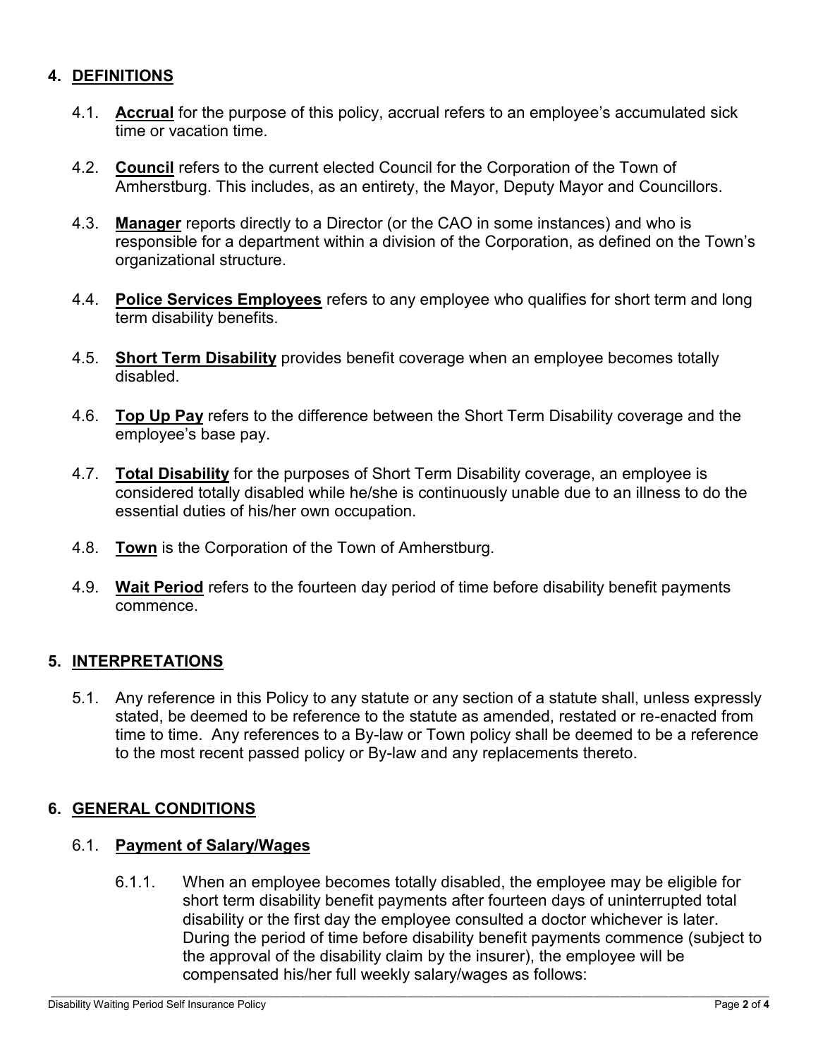## 4. DEFINITIONS

4.1. **Accrual** for the purpose of this policy, accrual refers to an employee's accumulated sick time or vacation time.

4.2. **Council** refers to the current elected Council for the Corporation of the Town of Amherstburg. This includes, as an entirety, the Mayor, Deputy Mayor and Councillors.

4.3. **Manager** reports directly to a Director (or the CAO in some instances) and who is responsible for a department within a division of the Corporation, as defined on the Town's organizational structure.

4.4. **Police Services Employees** refers to any employee who qualifies for short term and long term disability benefits.

4.5. **Short Term Disability** provides benefit coverage when an employee becomes totally disabled.

4.6. **Top Up Pay** refers to the difference between the Short Term Disability coverage and the employee's base pay.

4.7. **Total Disability** for the purposes of Short Term Disability coverage, an employee is considered totally disabled while he/she is continuously unable due to an illness to do the essential duties of his/her own occupation.

4.8. **Town** is the Corporation of the Town of Amherstburg.

4.9. **Wait Period** refers to the fourteen day period of time before disability benefit payments commence.

## 5. INTERPRETATIONS

5.1. Any reference in this Policy to any statute or any section of a statute shall, unless expressly stated, be deemed to be reference to the statute as amended, restated or re-enacted from time to time. Any references to a By-law or Town policy shall be deemed to be a reference to the most recent passed policy or By-law and any replacements thereto.

## 6. GENERAL CONDITIONS

### 6.1. Payment of Salary/Wages

6.1.1. When an employee becomes totally disabled, the employee may be eligible for short term disability benefit payments after fourteen days of uninterrupted total disability or the first day the employee consulted a doctor whichever is later. During the period of time before disability benefit payments commence (subject to the approval of the disability claim by the insurer), the employee will be compensated his/her full weekly salary/wages as follows: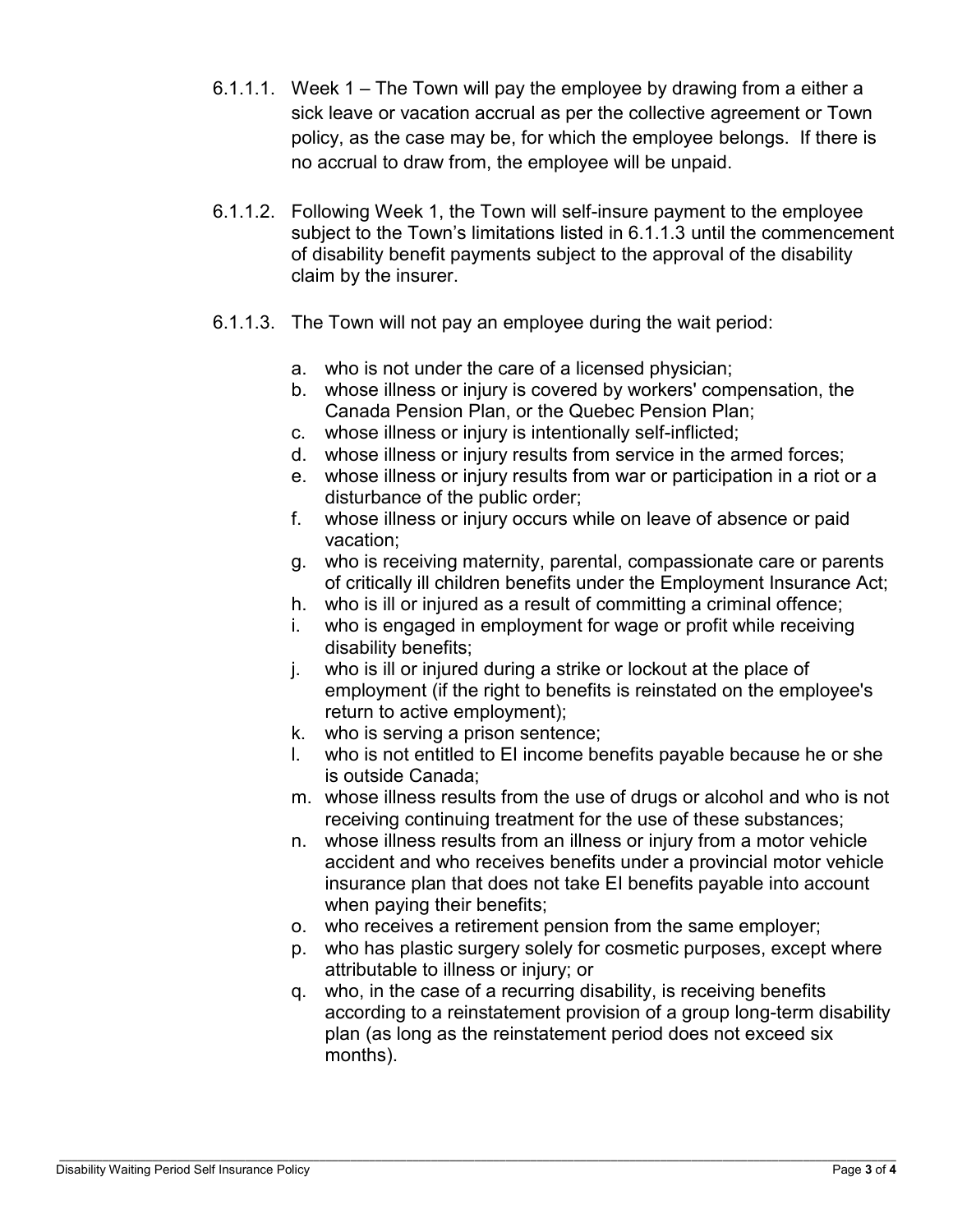6.1.1.1. Week 1 – The Town will pay the employee by drawing from a either a sick leave or vacation accrual as per the collective agreement or Town policy, as the case may be, for which the employee belongs. If there is no accrual to draw from, the employee will be unpaid.

6.1.1.2. Following Week 1, the Town will self-insure payment to the employee subject to the Town's limitations listed in 6.1.1.3 until the commencement of disability benefit payments subject to the approval of the disability claim by the insurer.

6.1.1.3. The Town will not pay an employee during the wait period:

a. who is not under the care of a licensed physician;
b. whose illness or injury is covered by workers' compensation, the Canada Pension Plan, or the Quebec Pension Plan;
c. whose illness or injury is intentionally self-inflicted;
d. whose illness or injury results from service in the armed forces;
e. whose illness or injury results from war or participation in a riot or a disturbance of the public order;
f. whose illness or injury occurs while on leave of absence or paid vacation;
g. who is receiving maternity, parental, compassionate care or parents of critically ill children benefits under the Employment Insurance Act;
h. who is ill or injured as a result of committing a criminal offence;
i. who is engaged in employment for wage or profit while receiving disability benefits;
j. who is ill or injured during a strike or lockout at the place of employment (if the right to benefits is reinstated on the employee's return to active employment);
k. who is serving a prison sentence;
l. who is not entitled to EI income benefits payable because he or she is outside Canada;
m. whose illness results from the use of drugs or alcohol and who is not receiving continuing treatment for the use of these substances;
n. whose illness results from an illness or injury from a motor vehicle accident and who receives benefits under a provincial motor vehicle insurance plan that does not take EI benefits payable into account when paying their benefits;
o. who receives a retirement pension from the same employer;
p. who has plastic surgery solely for cosmetic purposes, except where attributable to illness or injury; or
q. who, in the case of a recurring disability, is receiving benefits according to a reinstatement provision of a group long-term disability plan (as long as the reinstatement period does not exceed six months).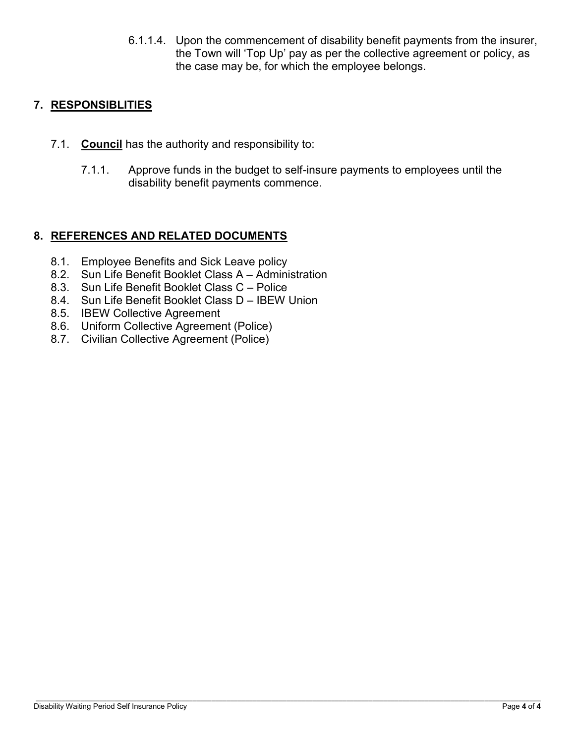6.1.1.4. Upon the commencement of disability benefit payments from the insurer, the Town will 'Top Up' pay as per the collective agreement or policy, as the case may be, for which the employee belongs.

## 7. RESPONSIBLITIES

7.1. **Council** has the authority and responsibility to:

7.1.1. Approve funds in the budget to self-insure payments to employees until the disability benefit payments commence.

## 8. REFERENCES AND RELATED DOCUMENTS

8.1. Employee Benefits and Sick Leave policy
8.2. Sun Life Benefit Booklet Class A – Administration
8.3. Sun Life Benefit Booklet Class C – Police
8.4. Sun Life Benefit Booklet Class D – IBEW Union
8.5. IBEW Collective Agreement
8.6. Uniform Collective Agreement (Police)
8.7. Civilian Collective Agreement (Police)